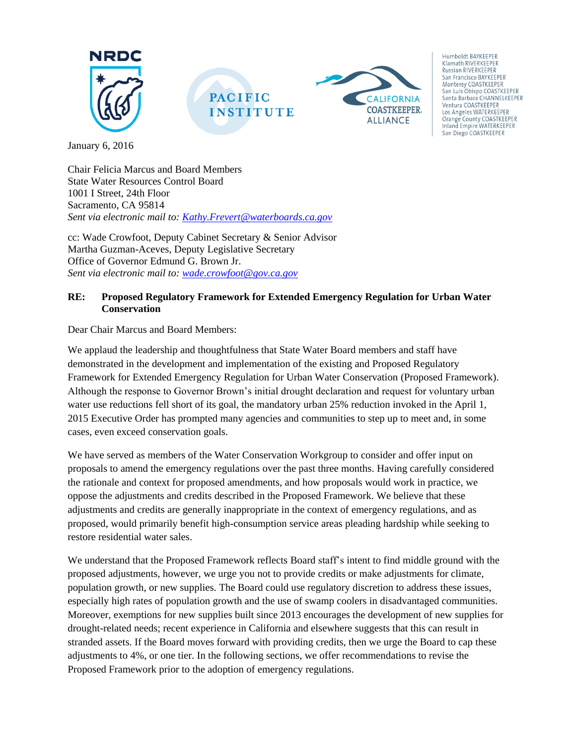NRDC

PACIFIC INSTITUTE

CALIFORNIA COASTKEEPER® ALLIANCE

Humboldt BAYKEEPER
Klamath RIVERKEEPER
Russian RIVERKEEPER
San Francisco BAYKEEPER
Monterey COASTKEEPER
San Luis Obispo COASTKEEPER
Santa Barbara CHANNELKEEPER
Ventura COASTKEEPER
Los Angeles WATERKEEPER
Orange County COASTKEEPER
Inland Empire WATERKEEPER
San Diego COASTKEEPER

January 6, 2016

Chair Felicia Marcus and Board Members
State Water Resources Control Board
1001 I Street, 24th Floor
Sacramento, CA 95814
*Sent via electronic mail to: Kathy.Frevert@waterboards.ca.gov*

cc: Wade Crowfoot, Deputy Cabinet Secretary & Senior Advisor
Martha Guzman-Aceves, Deputy Legislative Secretary
Office of Governor Edmund G. Brown Jr.
*Sent via electronic mail to: wade.crowfoot@gov.ca.gov*

**RE: Proposed Regulatory Framework for Extended Emergency Regulation for Urban Water Conservation**

Dear Chair Marcus and Board Members:

We applaud the leadership and thoughtfulness that State Water Board members and staff have demonstrated in the development and implementation of the existing and Proposed Regulatory Framework for Extended Emergency Regulation for Urban Water Conservation (Proposed Framework). Although the response to Governor Brown's initial drought declaration and request for voluntary urban water use reductions fell short of its goal, the mandatory urban 25% reduction invoked in the April 1, 2015 Executive Order has prompted many agencies and communities to step up to meet and, in some cases, even exceed conservation goals.

We have served as members of the Water Conservation Workgroup to consider and offer input on proposals to amend the emergency regulations over the past three months. Having carefully considered the rationale and context for proposed amendments, and how proposals would work in practice, we oppose the adjustments and credits described in the Proposed Framework. We believe that these adjustments and credits are generally inappropriate in the context of emergency regulations, and as proposed, would primarily benefit high-consumption service areas pleading hardship while seeking to restore residential water sales.

We understand that the Proposed Framework reflects Board staff's intent to find middle ground with the proposed adjustments, however, we urge you not to provide credits or make adjustments for climate, population growth, or new supplies. The Board could use regulatory discretion to address these issues, especially high rates of population growth and the use of swamp coolers in disadvantaged communities. Moreover, exemptions for new supplies built since 2013 encourages the development of new supplies for drought-related needs; recent experience in California and elsewhere suggests that this can result in stranded assets. If the Board moves forward with providing credits, then we urge the Board to cap these adjustments to 4%, or one tier. In the following sections, we offer recommendations to revise the Proposed Framework prior to the adoption of emergency regulations.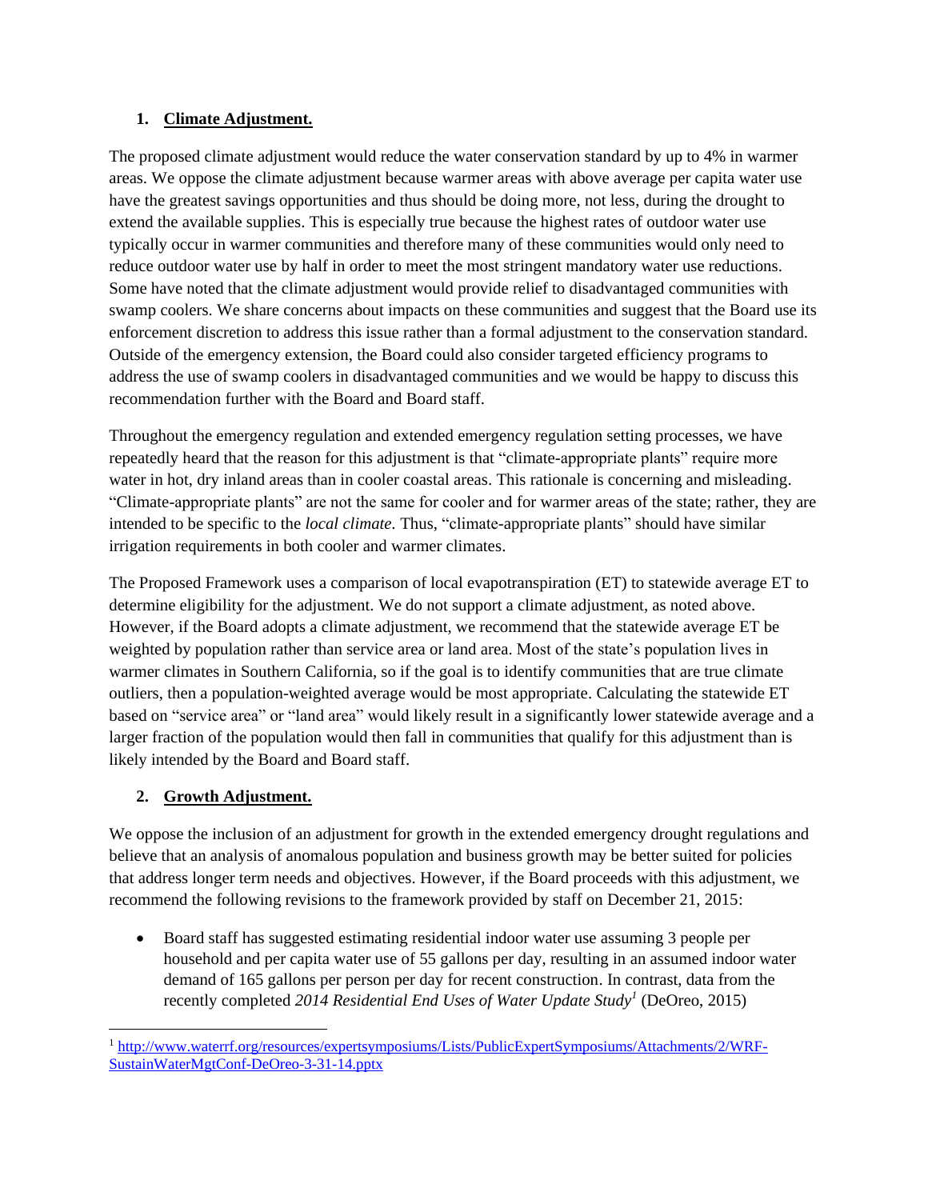1. **Climate Adjustment.**

The proposed climate adjustment would reduce the water conservation standard by up to 4% in warmer areas. We oppose the climate adjustment because warmer areas with above average per capita water use have the greatest savings opportunities and thus should be doing more, not less, during the drought to extend the available supplies. This is especially true because the highest rates of outdoor water use typically occur in warmer communities and therefore many of these communities would only need to reduce outdoor water use by half in order to meet the most stringent mandatory water use reductions. Some have noted that the climate adjustment would provide relief to disadvantaged communities with swamp coolers. We share concerns about impacts on these communities and suggest that the Board use its enforcement discretion to address this issue rather than a formal adjustment to the conservation standard. Outside of the emergency extension, the Board could also consider targeted efficiency programs to address the use of swamp coolers in disadvantaged communities and we would be happy to discuss this recommendation further with the Board and Board staff.

Throughout the emergency regulation and extended emergency regulation setting processes, we have repeatedly heard that the reason for this adjustment is that "climate-appropriate plants" require more water in hot, dry inland areas than in cooler coastal areas. This rationale is concerning and misleading. "Climate-appropriate plants" are not the same for cooler and for warmer areas of the state; rather, they are intended to be specific to the *local climate*. Thus, "climate-appropriate plants" should have similar irrigation requirements in both cooler and warmer climates.

The Proposed Framework uses a comparison of local evapotranspiration (ET) to statewide average ET to determine eligibility for the adjustment. We do not support a climate adjustment, as noted above. However, if the Board adopts a climate adjustment, we recommend that the statewide average ET be weighted by population rather than service area or land area. Most of the state's population lives in warmer climates in Southern California, so if the goal is to identify communities that are true climate outliers, then a population-weighted average would be most appropriate. Calculating the statewide ET based on "service area" or "land area" would likely result in a significantly lower statewide average and a larger fraction of the population would then fall in communities that qualify for this adjustment than is likely intended by the Board and Board staff.

2. **Growth Adjustment.**

We oppose the inclusion of an adjustment for growth in the extended emergency drought regulations and believe that an analysis of anomalous population and business growth may be better suited for policies that address longer term needs and objectives. However, if the Board proceeds with this adjustment, we recommend the following revisions to the framework provided by staff on December 21, 2015:

- Board staff has suggested estimating residential indoor water use assuming 3 people per household and per capita water use of 55 gallons per day, resulting in an assumed indoor water demand of 165 gallons per person per day for recent construction. In contrast, data from the recently completed *2014 Residential End Uses of Water Update Study*[1] (DeOreo, 2015)

[1] http://www.waterrf.org/resources/expertsymposiums/Lists/PublicExpertSymposiums/Attachments/2/WRF-SustainWaterMgtConf-DeOreo-3-31-14.pptx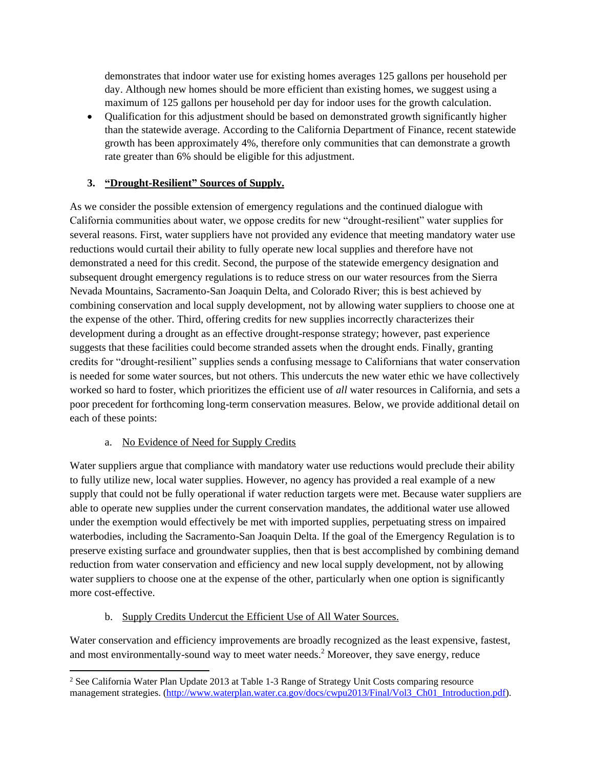demonstrates that indoor water use for existing homes averages 125 gallons per household per day. Although new homes should be more efficient than existing homes, we suggest using a maximum of 125 gallons per household per day for indoor uses for the growth calculation.

- Qualification for this adjustment should be based on demonstrated growth significantly higher than the statewide average. According to the California Department of Finance, recent statewide growth has been approximately 4%, therefore only communities that can demonstrate a growth rate greater than 6% should be eligible for this adjustment.

### 3. "Drought-Resilient" Sources of Supply.

As we consider the possible extension of emergency regulations and the continued dialogue with California communities about water, we oppose credits for new "drought-resilient" water supplies for several reasons. First, water suppliers have not provided any evidence that meeting mandatory water use reductions would curtail their ability to fully operate new local supplies and therefore have not demonstrated a need for this credit. Second, the purpose of the statewide emergency designation and subsequent drought emergency regulations is to reduce stress on our water resources from the Sierra Nevada Mountains, Sacramento-San Joaquin Delta, and Colorado River; this is best achieved by combining conservation and local supply development, not by allowing water suppliers to choose one at the expense of the other. Third, offering credits for new supplies incorrectly characterizes their development during a drought as an effective drought-response strategy; however, past experience suggests that these facilities could become stranded assets when the drought ends. Finally, granting credits for "drought-resilient" supplies sends a confusing message to Californians that water conservation is needed for some water sources, but not others. This undercuts the new water ethic we have collectively worked so hard to foster, which prioritizes the efficient use of *all* water resources in California, and sets a poor precedent for forthcoming long-term conservation measures. Below, we provide additional detail on each of these points:

#### a. No Evidence of Need for Supply Credits

Water suppliers argue that compliance with mandatory water use reductions would preclude their ability to fully utilize new, local water supplies. However, no agency has provided a real example of a new supply that could not be fully operational if water reduction targets were met. Because water suppliers are able to operate new supplies under the current conservation mandates, the additional water use allowed under the exemption would effectively be met with imported supplies, perpetuating stress on impaired waterbodies, including the Sacramento-San Joaquin Delta. If the goal of the Emergency Regulation is to preserve existing surface and groundwater supplies, then that is best accomplished by combining demand reduction from water conservation and efficiency and new local supply development, not by allowing water suppliers to choose one at the expense of the other, particularly when one option is significantly more cost-effective.

#### b. Supply Credits Undercut the Efficient Use of All Water Sources.

Water conservation and efficiency improvements are broadly recognized as the least expensive, fastest, and most environmentally-sound way to meet water needs.[2] Moreover, they save energy, reduce

---

[2] See California Water Plan Update 2013 at Table 1-3 Range of Strategy Unit Costs comparing resource management strategies. (http://www.waterplan.water.ca.gov/docs/cwpu2013/Final/Vol3_Ch01_Introduction.pdf).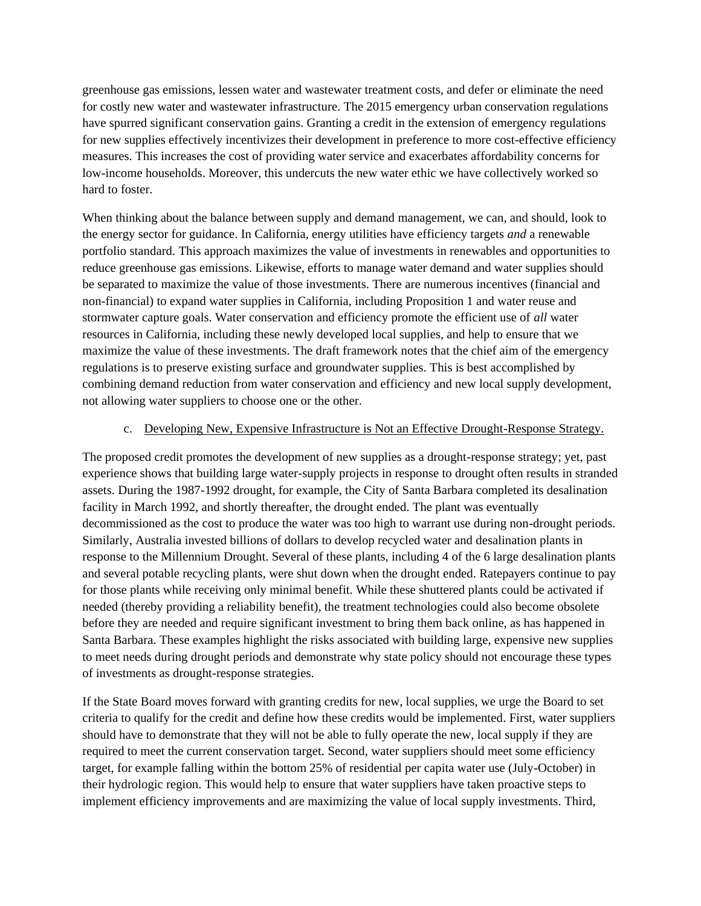greenhouse gas emissions, lessen water and wastewater treatment costs, and defer or eliminate the need for costly new water and wastewater infrastructure. The 2015 emergency urban conservation regulations have spurred significant conservation gains. Granting a credit in the extension of emergency regulations for new supplies effectively incentivizes their development in preference to more cost-effective efficiency measures. This increases the cost of providing water service and exacerbates affordability concerns for low-income households. Moreover, this undercuts the new water ethic we have collectively worked so hard to foster.

When thinking about the balance between supply and demand management, we can, and should, look to the energy sector for guidance. In California, energy utilities have efficiency targets *and* a renewable portfolio standard. This approach maximizes the value of investments in renewables and opportunities to reduce greenhouse gas emissions. Likewise, efforts to manage water demand and water supplies should be separated to maximize the value of those investments. There are numerous incentives (financial and non-financial) to expand water supplies in California, including Proposition 1 and water reuse and stormwater capture goals. Water conservation and efficiency promote the efficient use of *all* water resources in California, including these newly developed local supplies, and help to ensure that we maximize the value of these investments. The draft framework notes that the chief aim of the emergency regulations is to preserve existing surface and groundwater supplies. This is best accomplished by combining demand reduction from water conservation and efficiency and new local supply development, not allowing water suppliers to choose one or the other.

c. <u>Developing New, Expensive Infrastructure is Not an Effective Drought-Response Strategy.</u>

The proposed credit promotes the development of new supplies as a drought-response strategy; yet, past experience shows that building large water-supply projects in response to drought often results in stranded assets. During the 1987-1992 drought, for example, the City of Santa Barbara completed its desalination facility in March 1992, and shortly thereafter, the drought ended. The plant was eventually decommissioned as the cost to produce the water was too high to warrant use during non-drought periods. Similarly, Australia invested billions of dollars to develop recycled water and desalination plants in response to the Millennium Drought. Several of these plants, including 4 of the 6 large desalination plants and several potable recycling plants, were shut down when the drought ended. Ratepayers continue to pay for those plants while receiving only minimal benefit. While these shuttered plants could be activated if needed (thereby providing a reliability benefit), the treatment technologies could also become obsolete before they are needed and require significant investment to bring them back online, as has happened in Santa Barbara. These examples highlight the risks associated with building large, expensive new supplies to meet needs during drought periods and demonstrate why state policy should not encourage these types of investments as drought-response strategies.

If the State Board moves forward with granting credits for new, local supplies, we urge the Board to set criteria to qualify for the credit and define how these credits would be implemented. First, water suppliers should have to demonstrate that they will not be able to fully operate the new, local supply if they are required to meet the current conservation target. Second, water suppliers should meet some efficiency target, for example falling within the bottom 25% of residential per capita water use (July-October) in their hydrologic region. This would help to ensure that water suppliers have taken proactive steps to implement efficiency improvements and are maximizing the value of local supply investments. Third,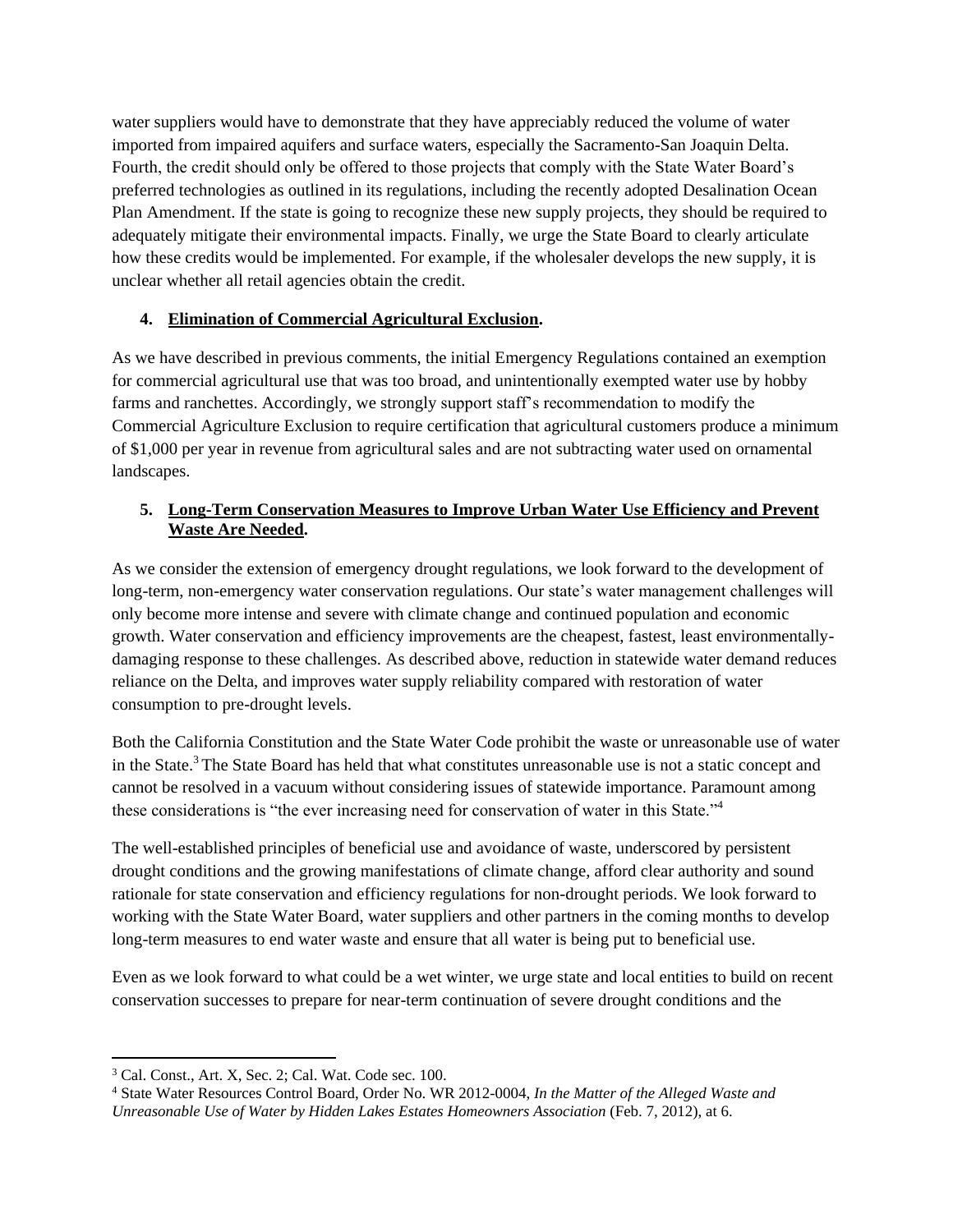water suppliers would have to demonstrate that they have appreciably reduced the volume of water imported from impaired aquifers and surface waters, especially the Sacramento-San Joaquin Delta. Fourth, the credit should only be offered to those projects that comply with the State Water Board's preferred technologies as outlined in its regulations, including the recently adopted Desalination Ocean Plan Amendment. If the state is going to recognize these new supply projects, they should be required to adequately mitigate their environmental impacts. Finally, we urge the State Board to clearly articulate how these credits would be implemented. For example, if the wholesaler develops the new supply, it is unclear whether all retail agencies obtain the credit.

**4. Elimination of Commercial Agricultural Exclusion.**

As we have described in previous comments, the initial Emergency Regulations contained an exemption for commercial agricultural use that was too broad, and unintentionally exempted water use by hobby farms and ranchettes. Accordingly, we strongly support staff's recommendation to modify the Commercial Agriculture Exclusion to require certification that agricultural customers produce a minimum of $1,000 per year in revenue from agricultural sales and are not subtracting water used on ornamental landscapes.

**5. Long-Term Conservation Measures to Improve Urban Water Use Efficiency and Prevent Waste Are Needed.**

As we consider the extension of emergency drought regulations, we look forward to the development of long-term, non-emergency water conservation regulations. Our state's water management challenges will only become more intense and severe with climate change and continued population and economic growth. Water conservation and efficiency improvements are the cheapest, fastest, least environmentally-damaging response to these challenges. As described above, reduction in statewide water demand reduces reliance on the Delta, and improves water supply reliability compared with restoration of water consumption to pre-drought levels.

Both the California Constitution and the State Water Code prohibit the waste or unreasonable use of water in the State.[3] The State Board has held that what constitutes unreasonable use is not a static concept and cannot be resolved in a vacuum without considering issues of statewide importance. Paramount among these considerations is "the ever increasing need for conservation of water in this State."[4]

The well-established principles of beneficial use and avoidance of waste, underscored by persistent drought conditions and the growing manifestations of climate change, afford clear authority and sound rationale for state conservation and efficiency regulations for non-drought periods. We look forward to working with the State Water Board, water suppliers and other partners in the coming months to develop long-term measures to end water waste and ensure that all water is being put to beneficial use.

Even as we look forward to what could be a wet winter, we urge state and local entities to build on recent conservation successes to prepare for near-term continuation of severe drought conditions and the

---

[3] Cal. Const., Art. X, Sec. 2; Cal. Wat. Code sec. 100.

[4] State Water Resources Control Board, Order No. WR 2012-0004, *In the Matter of the Alleged Waste and Unreasonable Use of Water by Hidden Lakes Estates Homeowners Association* (Feb. 7, 2012), at 6.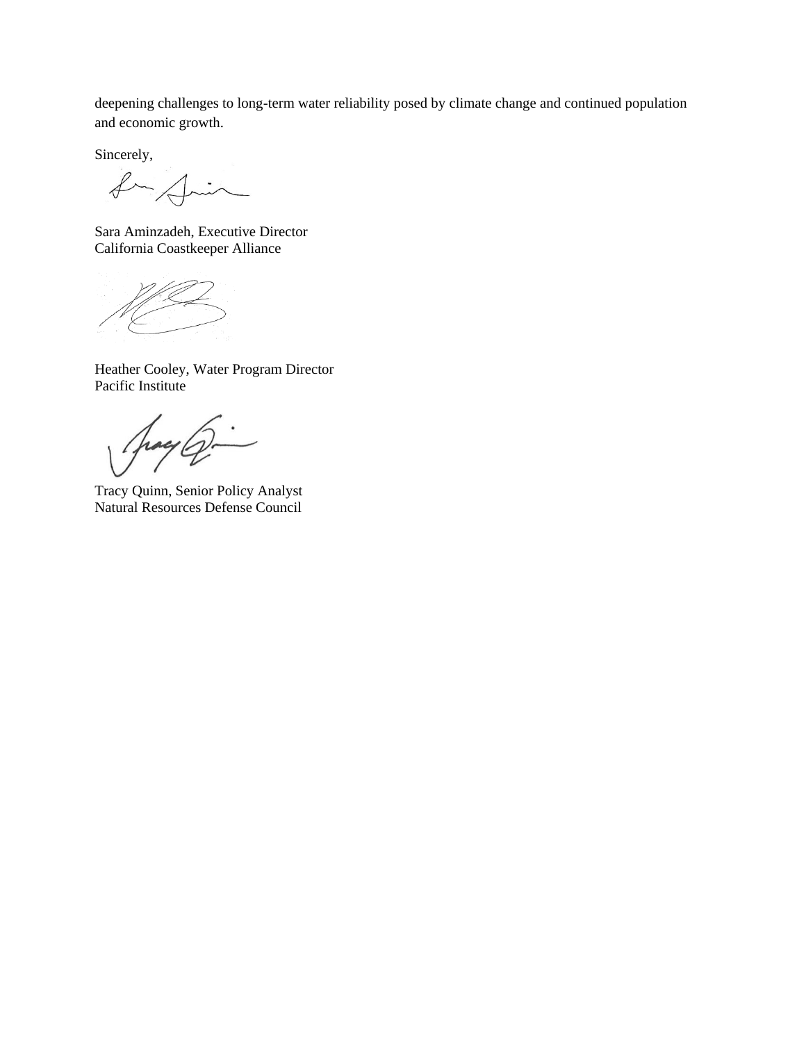deepening challenges to long-term water reliability posed by climate change and continued population and economic growth.

Sincerely,

Sara Aminzadeh, Executive Director
California Coastkeeper Alliance

Heather Cooley, Water Program Director
Pacific Institute

Tracy Quinn, Senior Policy Analyst
Natural Resources Defense Council